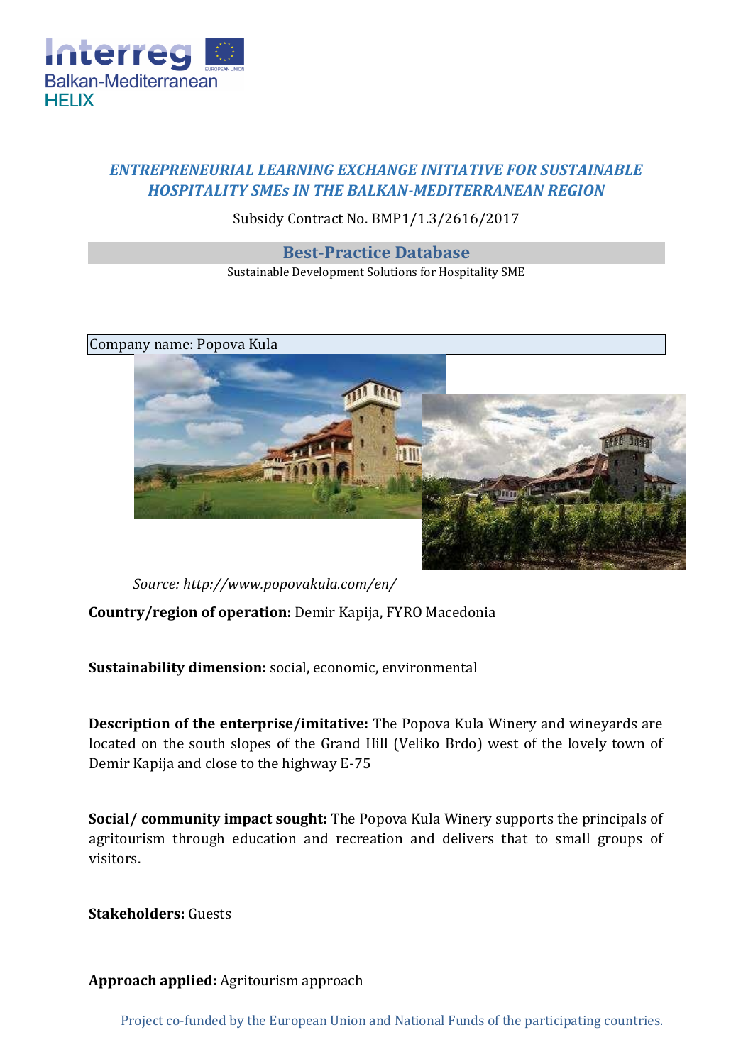## *ENTREPRENEURIAL LEARNING EXCHANGE INITIATIVE FOR SUSTAINABLE HOSPITALITY SMEs IN THE BALKAN-MEDITERRANEAN REGION*

Subsidy Contract No. BMP1/1.3/2616/2017

## Best-Practice Database

Sustainable Development Solutions for Hospitality SME

Company name: Popova Kula

*Source: http://www.popovakula.com/en/*

**Country/region of operation:** Demir Kapija, FYRO Macedonia

**Sustainability dimension:** social, economic, environmental

**Description of the enterprise/imitative:** The Popova Kula Winery and wineyards are located on the south slopes of the Grand Hill (Veliko Brdo) west of the lovely town of Demir Kapija and close to the highway E-75

**Social/ community impact sought:** The Popova Kula Winery supports the principals of agritourism through education and recreation and delivers that to small groups of visitors.

**Stakeholders:** Guests

**Approach applied:** Agritourism approach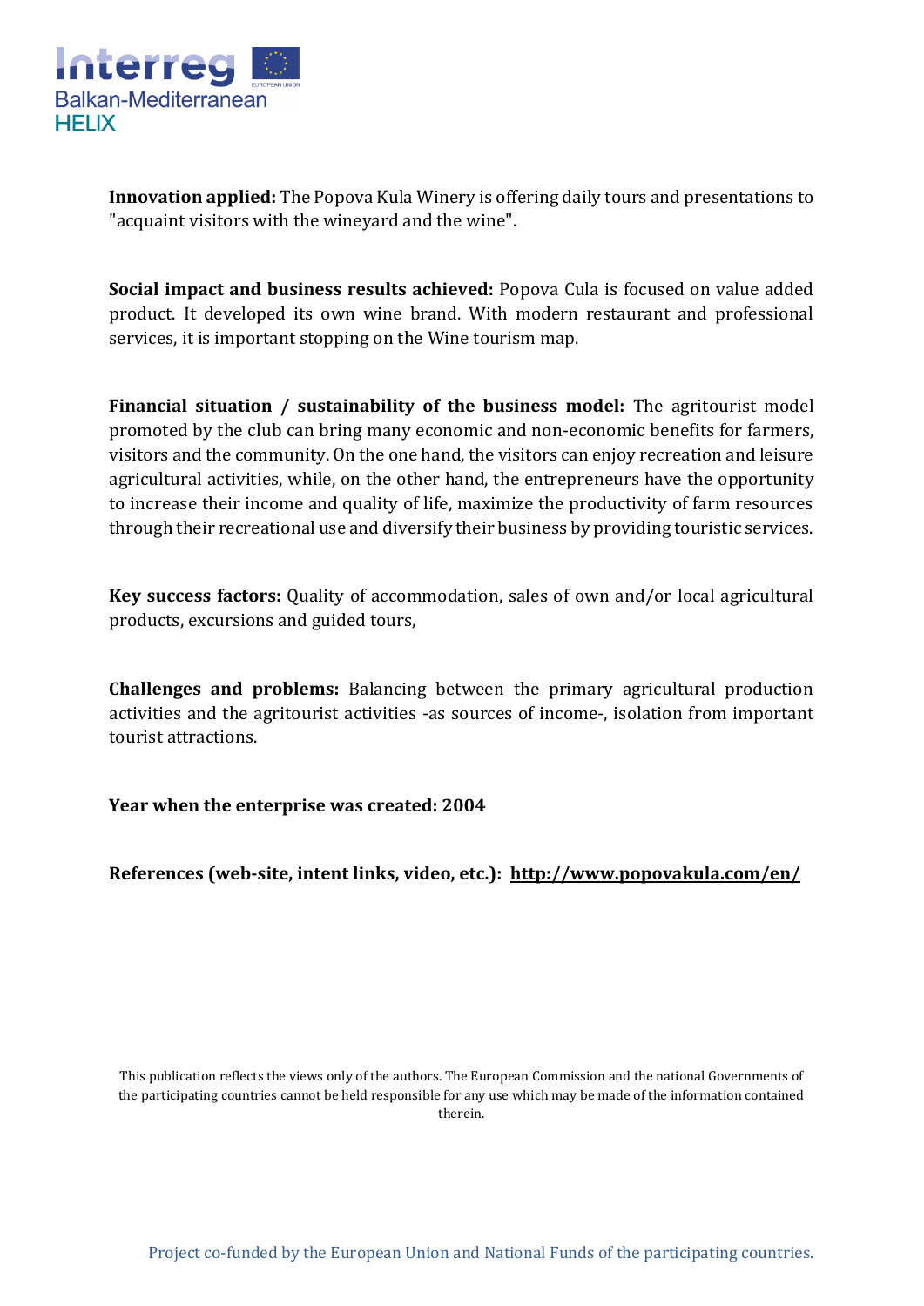**Innovation applied:** The Popova Kula Winery is offering daily tours and presentations to "acquaint visitors with the wineyard and the wine".

**Social impact and business results achieved:** Popova Cula is focused on value added product. It developed its own wine brand. With modern restaurant and professional services, it is important stopping on the Wine tourism map.

**Financial situation / sustainability of the business model:** The agritourist model promoted by the club can bring many economic and non-economic benefits for farmers, visitors and the community. On the one hand, the visitors can enjoy recreation and leisure agricultural activities, while, on the other hand, the entrepreneurs have the opportunity to increase their income and quality of life, maximize the productivity of farm resources through their recreational use and diversify their business by providing touristic services.

**Key success factors:** Quality of accommodation, sales of own and/or local agricultural products, excursions and guided tours,

**Challenges and problems:** Balancing between the primary agricultural production activities and the agritourist activities -as sources of income-, isolation from important tourist attractions.

**Year when the enterprise was created: 2004**

**References (web-site, intent links, video, etc.): http://www.popovakula.com/en/**

This publication reflects the views only of the authors. The European Commission and the national Governments of the participating countries cannot be held responsible for any use which may be made of the information contained therein.